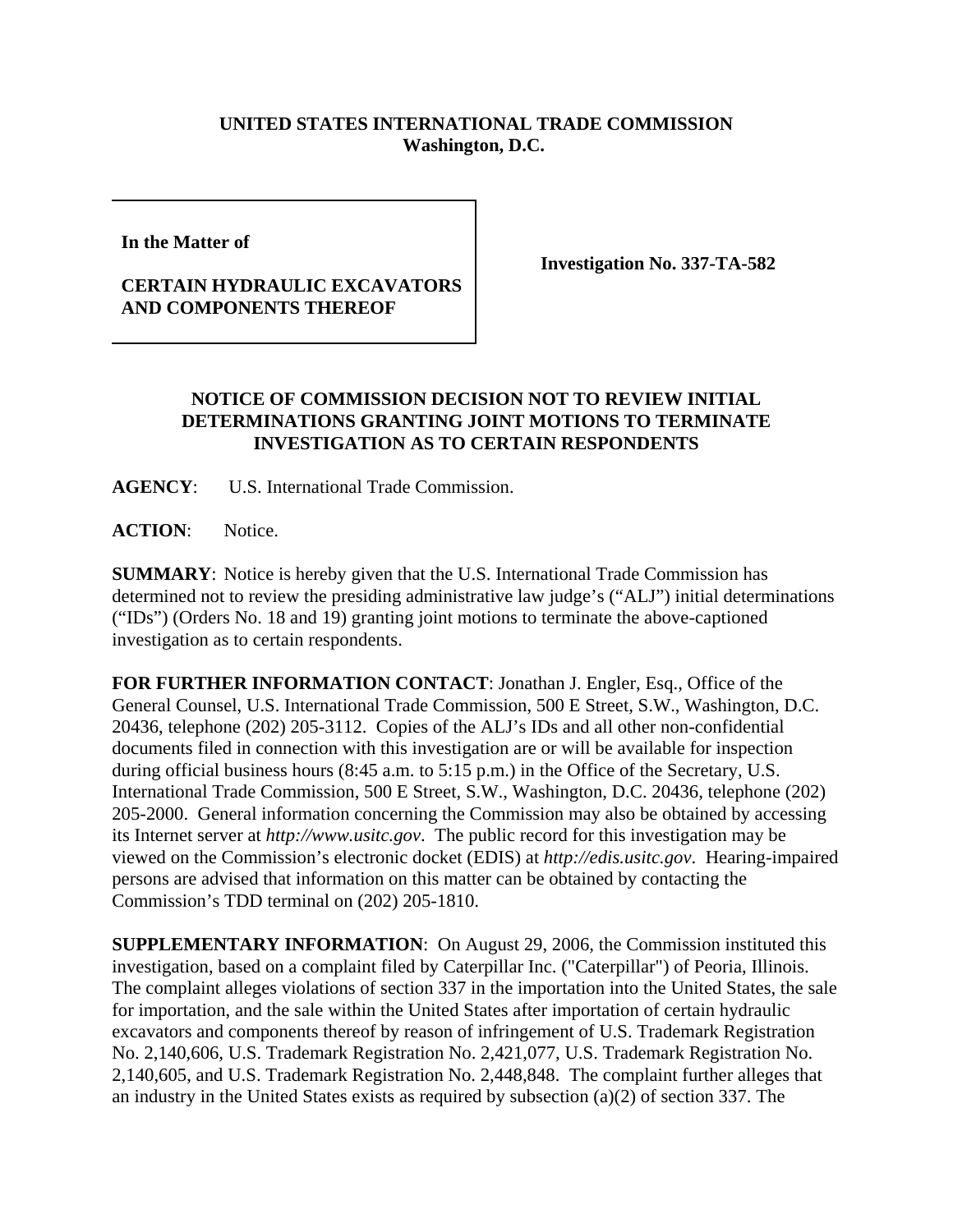**UNITED STATES INTERNATIONAL TRADE COMMISSION**
**Washington, D.C.**

**In the Matter of**

**CERTAIN HYDRAULIC EXCAVATORS AND COMPONENTS THEREOF**

**Investigation No. 337-TA-582**

**NOTICE OF COMMISSION DECISION NOT TO REVIEW INITIAL DETERMINATIONS GRANTING JOINT MOTIONS TO TERMINATE INVESTIGATION AS TO CERTAIN RESPONDENTS**

**AGENCY**: U.S. International Trade Commission.

**ACTION**: Notice.

**SUMMARY**: Notice is hereby given that the U.S. International Trade Commission has determined not to review the presiding administrative law judge's ("ALJ") initial determinations ("IDs") (Orders No. 18 and 19) granting joint motions to terminate the above-captioned investigation as to certain respondents.

**FOR FURTHER INFORMATION CONTACT**: Jonathan J. Engler, Esq., Office of the General Counsel, U.S. International Trade Commission, 500 E Street, S.W., Washington, D.C. 20436, telephone (202) 205-3112. Copies of the ALJ's IDs and all other non-confidential documents filed in connection with this investigation are or will be available for inspection during official business hours (8:45 a.m. to 5:15 p.m.) in the Office of the Secretary, U.S. International Trade Commission, 500 E Street, S.W., Washington, D.C. 20436, telephone (202) 205-2000. General information concerning the Commission may also be obtained by accessing its Internet server at *http://www.usitc.gov*. The public record for this investigation may be viewed on the Commission's electronic docket (EDIS) at *http://edis.usitc.gov*. Hearing-impaired persons are advised that information on this matter can be obtained by contacting the Commission's TDD terminal on (202) 205-1810.

**SUPPLEMENTARY INFORMATION**: On August 29, 2006, the Commission instituted this investigation, based on a complaint filed by Caterpillar Inc. ("Caterpillar") of Peoria, Illinois. The complaint alleges violations of section 337 in the importation into the United States, the sale for importation, and the sale within the United States after importation of certain hydraulic excavators and components thereof by reason of infringement of U.S. Trademark Registration No. 2,140,606, U.S. Trademark Registration No. 2,421,077, U.S. Trademark Registration No. 2,140,605, and U.S. Trademark Registration No. 2,448,848. The complaint further alleges that an industry in the United States exists as required by subsection (a)(2) of section 337. The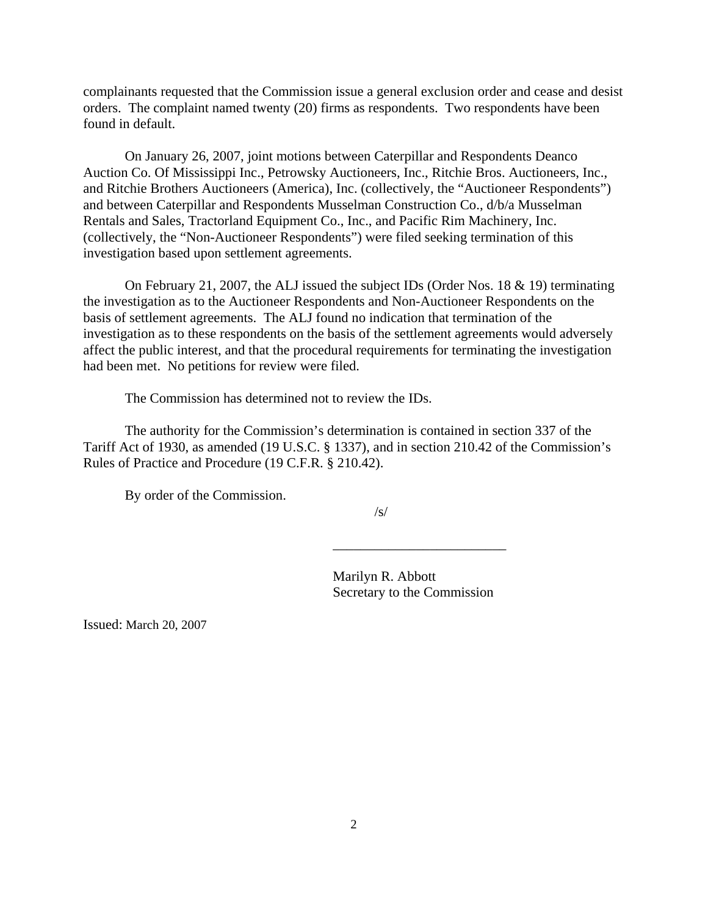complainants requested that the Commission issue a general exclusion order and cease and desist orders. The complaint named twenty (20) firms as respondents. Two respondents have been found in default.

On January 26, 2007, joint motions between Caterpillar and Respondents Deanco Auction Co. Of Mississippi Inc., Petrowsky Auctioneers, Inc., Ritchie Bros. Auctioneers, Inc., and Ritchie Brothers Auctioneers (America), Inc. (collectively, the "Auctioneer Respondents") and between Caterpillar and Respondents Musselman Construction Co., d/b/a Musselman Rentals and Sales, Tractorland Equipment Co., Inc., and Pacific Rim Machinery, Inc. (collectively, the "Non-Auctioneer Respondents") were filed seeking termination of this investigation based upon settlement agreements.

On February 21, 2007, the ALJ issued the subject IDs (Order Nos. 18 & 19) terminating the investigation as to the Auctioneer Respondents and Non-Auctioneer Respondents on the basis of settlement agreements. The ALJ found no indication that termination of the investigation as to these respondents on the basis of the settlement agreements would adversely affect the public interest, and that the procedural requirements for terminating the investigation had been met. No petitions for review were filed.

The Commission has determined not to review the IDs.

The authority for the Commission's determination is contained in section 337 of the Tariff Act of 1930, as amended (19 U.S.C. § 1337), and in section 210.42 of the Commission's Rules of Practice and Procedure (19 C.F.R. § 210.42).

By order of the Commission.

/s/

Marilyn R. Abbott
Secretary to the Commission

Issued: March 20, 2007